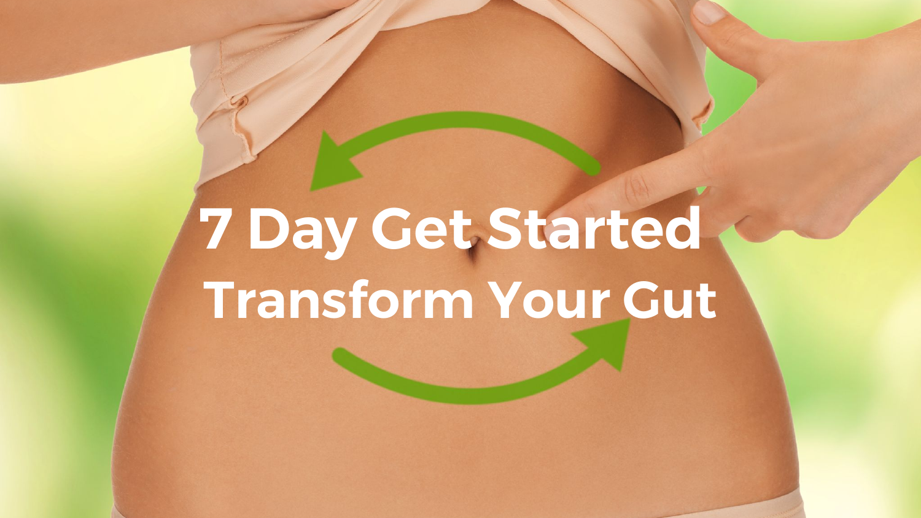# 7 Day Get Started Transform Your Gut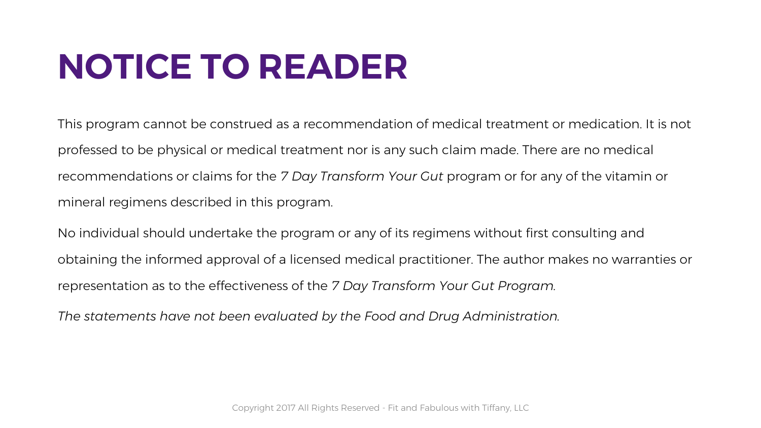# NOTICE TO READER

This program cannot be construed as a recommendation of medical treatment or medication. It is not professed to be physical or medical treatment nor is any such claim made. There are no medical recommendations or claims for the *7 Day Transform Your Gut* program or for any of the vitamin or mineral regimens described in this program.

No individual should undertake the program or any of its regimens without first consulting and obtaining the informed approval of a licensed medical practitioner. The author makes no warranties or representation as to the effectiveness of the *7 Day Transform Your Gut Program.*

*The statements have not been evaluated by the Food and Drug Administration.*

Copyright 2017 All Rights Reserved - Fit and Fabulous with Tiffany, LLC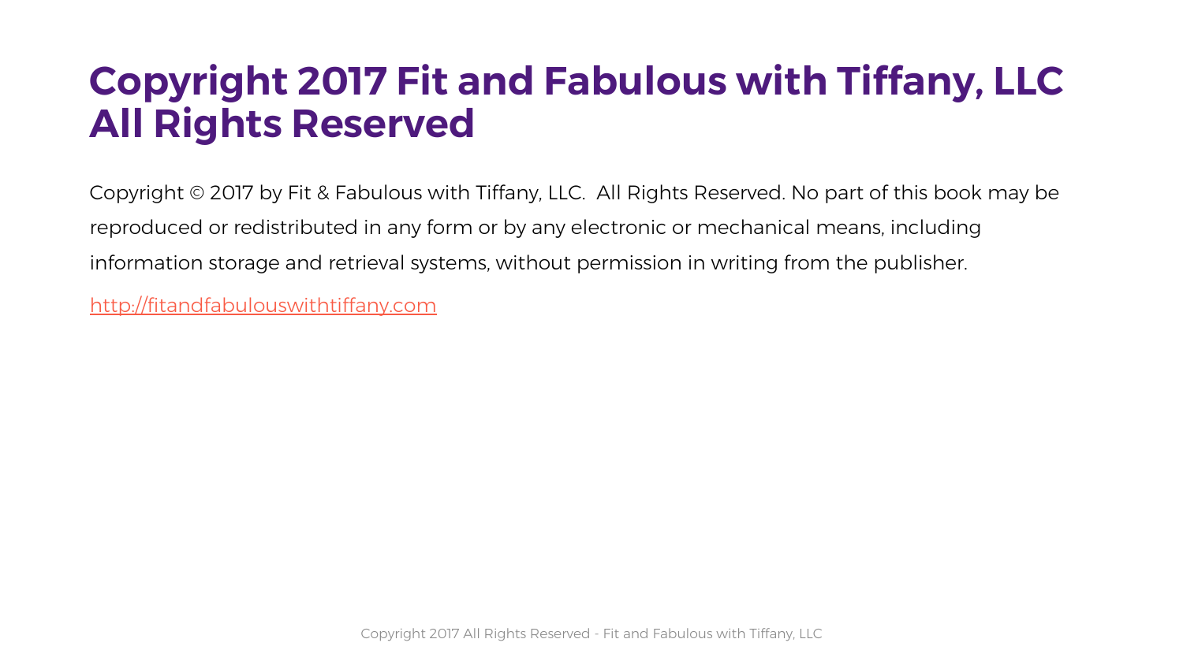# Copyright 2017 Fit and Fabulous with Tiffany, LLC All Rights Reserved

Copyright © 2017 by Fit & Fabulous with Tiffany, LLC.  All Rights Reserved. No part of this book may be reproduced or redistributed in any form or by any electronic or mechanical means, including information storage and retrieval systems, without permission in writing from the publisher.

http://fitandfabulouswithtiffany.com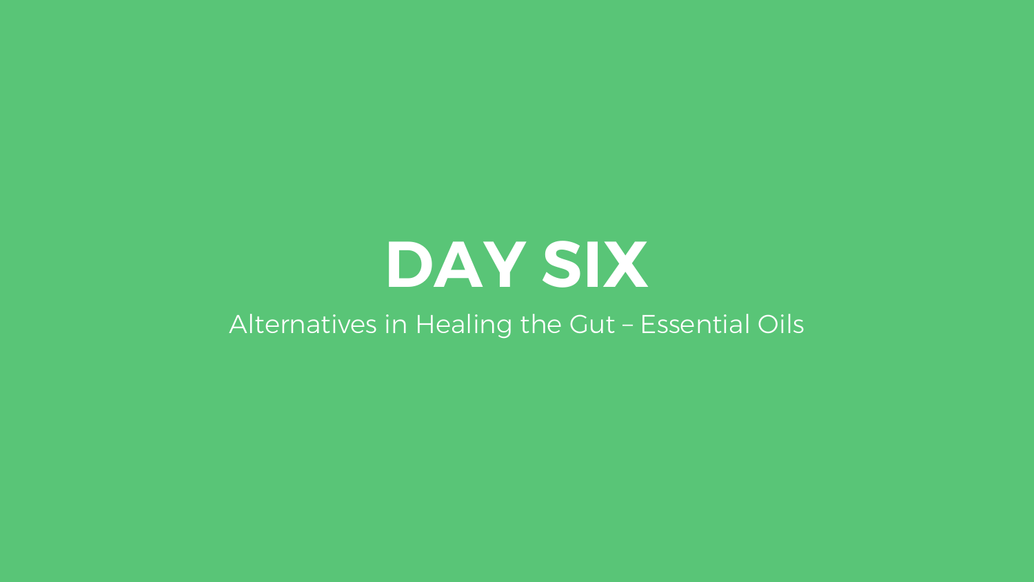# DAY SIX

Alternatives in Healing the Gut – Essential Oils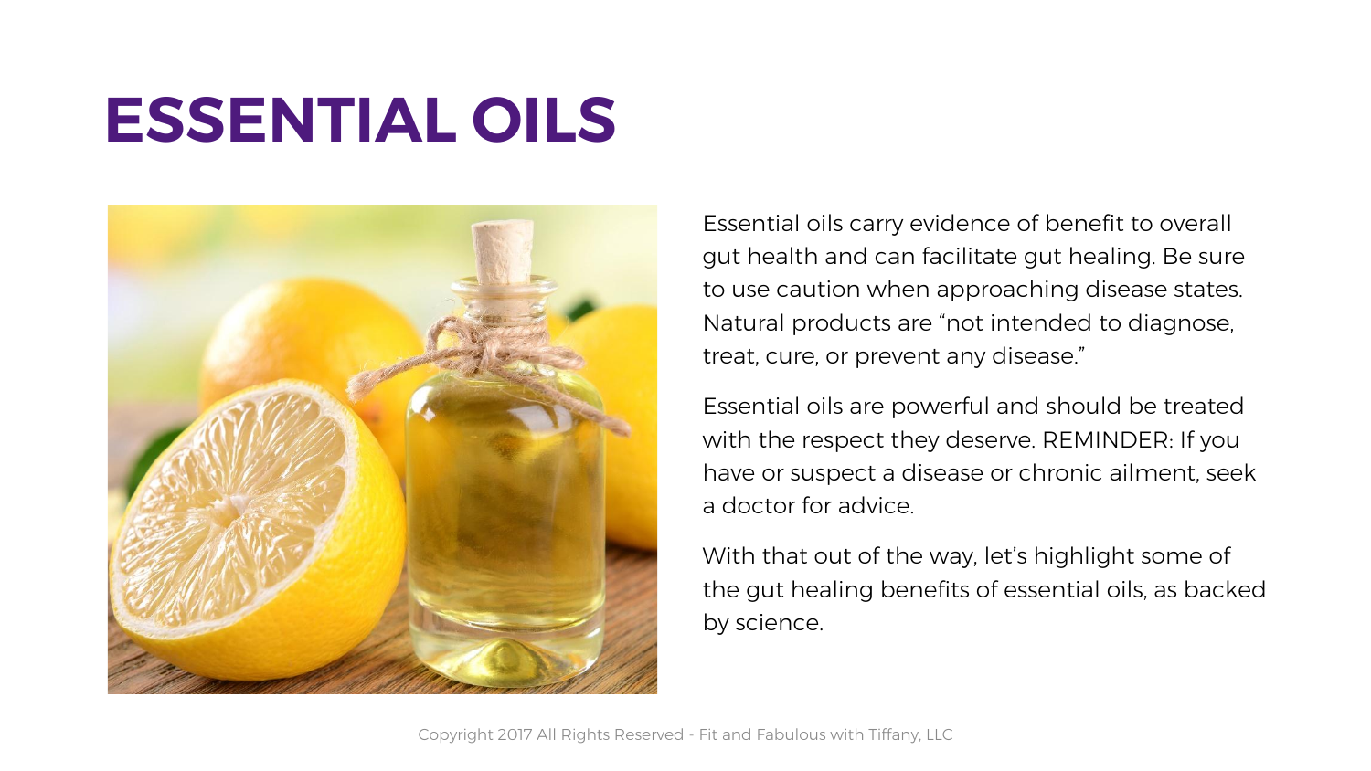# ESSENTIAL OILS

Essential oils carry evidence of benefit to overall gut health and can facilitate gut healing. Be sure to use caution when approaching disease states. Natural products are "not intended to diagnose, treat, cure, or prevent any disease."

Essential oils are powerful and should be treated with the respect they deserve. REMINDER: If you have or suspect a disease or chronic ailment, seek a doctor for advice.

With that out of the way, let's highlight some of the gut healing benefits of essential oils, as backed by science.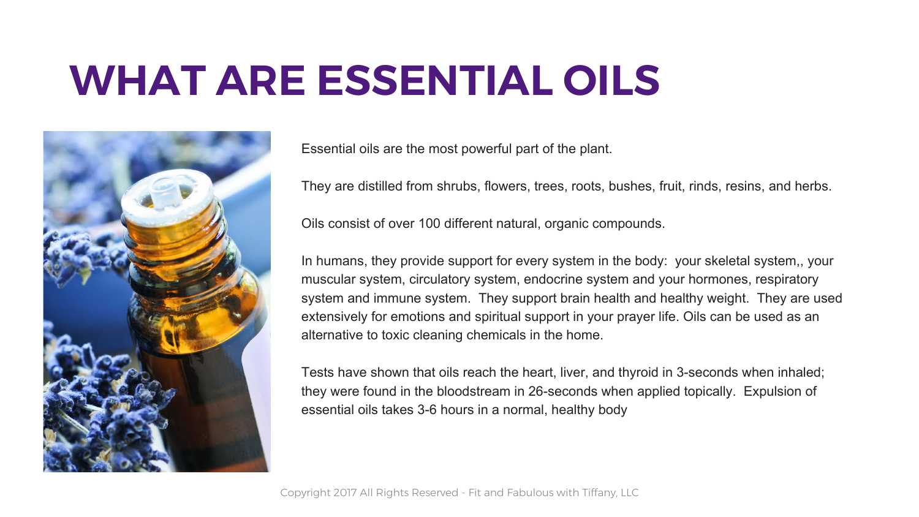# WHAT ARE ESSENTIAL OILS

Essential oils are the most powerful part of the plant.

They are distilled from shrubs, flowers, trees, roots, bushes, fruit, rinds, resins, and herbs.

Oils consist of over 100 different natural, organic compounds.

In humans, they provide support for every system in the body:  your skeletal system,, your muscular system, circulatory system, endocrine system and your hormones, respiratory system and immune system.  They support brain health and healthy weight.  They are used extensively for emotions and spiritual support in your prayer life. Oils can be used as an alternative to toxic cleaning chemicals in the home.

Tests have shown that oils reach the heart, liver, and thyroid in 3-seconds when inhaled; they were found in the bloodstream in 26-seconds when applied topically.  Expulsion of essential oils takes 3-6 hours in a normal, healthy body

Copyright 2017 All Rights Reserved - Fit and Fabulous with Tiffany, LLC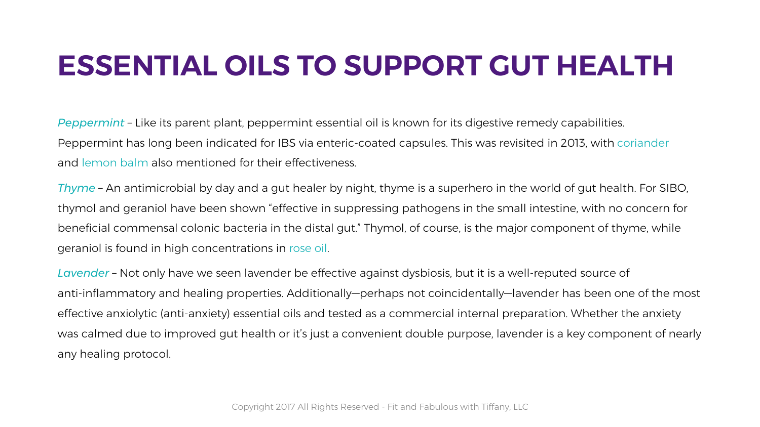# ESSENTIAL OILS TO SUPPORT GUT HEALTH

*Peppermint* – Like its parent plant, peppermint essential oil is known for its digestive remedy capabilities. Peppermint has long been indicated for IBS via enteric-coated capsules. This was revisited in 2013, with coriander and lemon balm also mentioned for their effectiveness.

*Thyme* – An antimicrobial by day and a gut healer by night, thyme is a superhero in the world of gut health. For SIBO, thymol and geraniol have been shown "effective in suppressing pathogens in the small intestine, with no concern for beneficial commensal colonic bacteria in the distal gut." Thymol, of course, is the major component of thyme, while geraniol is found in high concentrations in rose oil.

*Lavender* – Not only have we seen lavender be effective against dysbiosis, but it is a well-reputed source of anti-inflammatory and healing properties. Additionally—perhaps not coincidentally—lavender has been one of the most effective anxiolytic (anti-anxiety) essential oils and tested as a commercial internal preparation. Whether the anxiety was calmed due to improved gut health or it's just a convenient double purpose, lavender is a key component of nearly any healing protocol.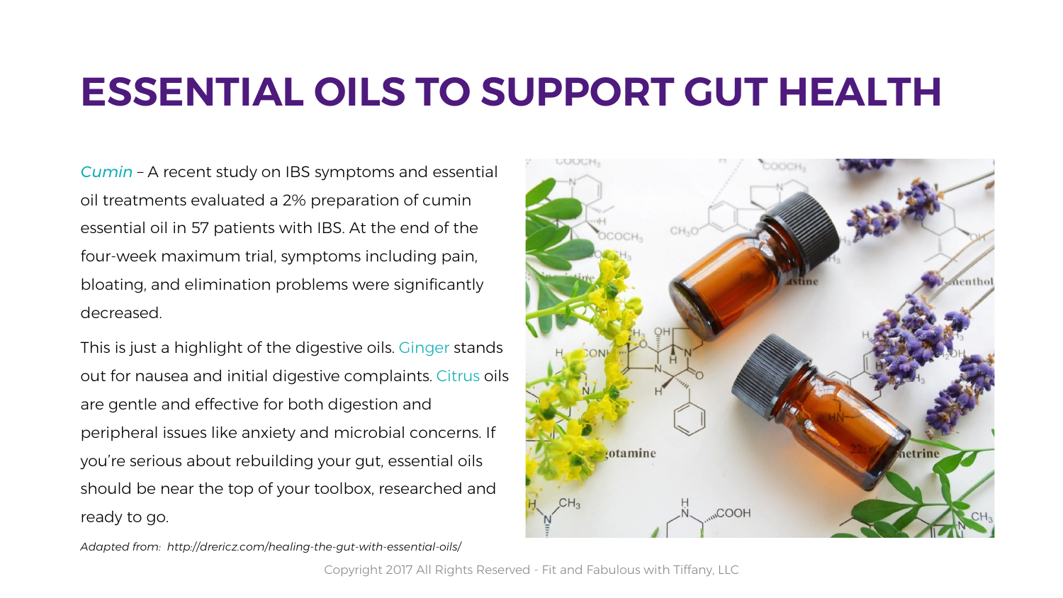# ESSENTIAL OILS TO SUPPORT GUT HEALTH

*Cumin* – A recent study on IBS symptoms and essential oil treatments evaluated a 2% preparation of cumin essential oil in 57 patients with IBS. At the end of the four-week maximum trial, symptoms including pain, bloating, and elimination problems were significantly decreased.

This is just a highlight of the digestive oils. Ginger stands out for nausea and initial digestive complaints. Citrus oils are gentle and effective for both digestion and peripheral issues like anxiety and microbial concerns. If you're serious about rebuilding your gut, essential oils should be near the top of your toolbox, researched and ready to go.

*Adapted from: http://drericz.com/healing-the-gut-with-essential-oils/*

Copyright 2017 All Rights Reserved - Fit and Fabulous with Tiffany, LLC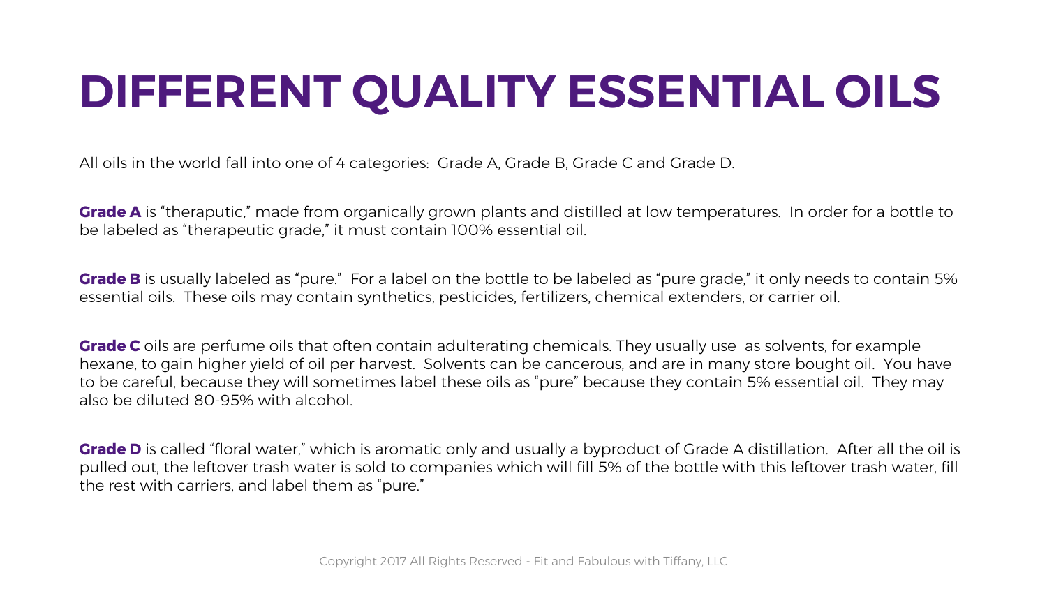# DIFFERENT QUALITY ESSENTIAL OILS

All oils in the world fall into one of 4 categories: Grade A, Grade B, Grade C and Grade D.

**Grade A** is "theraputic," made from organically grown plants and distilled at low temperatures. In order for a bottle to be labeled as "therapeutic grade," it must contain 100% essential oil.

**Grade B** is usually labeled as "pure." For a label on the bottle to be labeled as "pure grade," it only needs to contain 5% essential oils. These oils may contain synthetics, pesticides, fertilizers, chemical extenders, or carrier oil.

**Grade C** oils are perfume oils that often contain adulterating chemicals. They usually use as solvents, for example hexane, to gain higher yield of oil per harvest. Solvents can be cancerous, and are in many store bought oil. You have to be careful, because they will sometimes label these oils as "pure" because they contain 5% essential oil. They may also be diluted 80-95% with alcohol.

**Grade D** is called "floral water," which is aromatic only and usually a byproduct of Grade A distillation. After all the oil is pulled out, the leftover trash water is sold to companies which will fill 5% of the bottle with this leftover trash water, fill the rest with carriers, and label them as "pure."

Copyright 2017 All Rights Reserved - Fit and Fabulous with Tiffany, LLC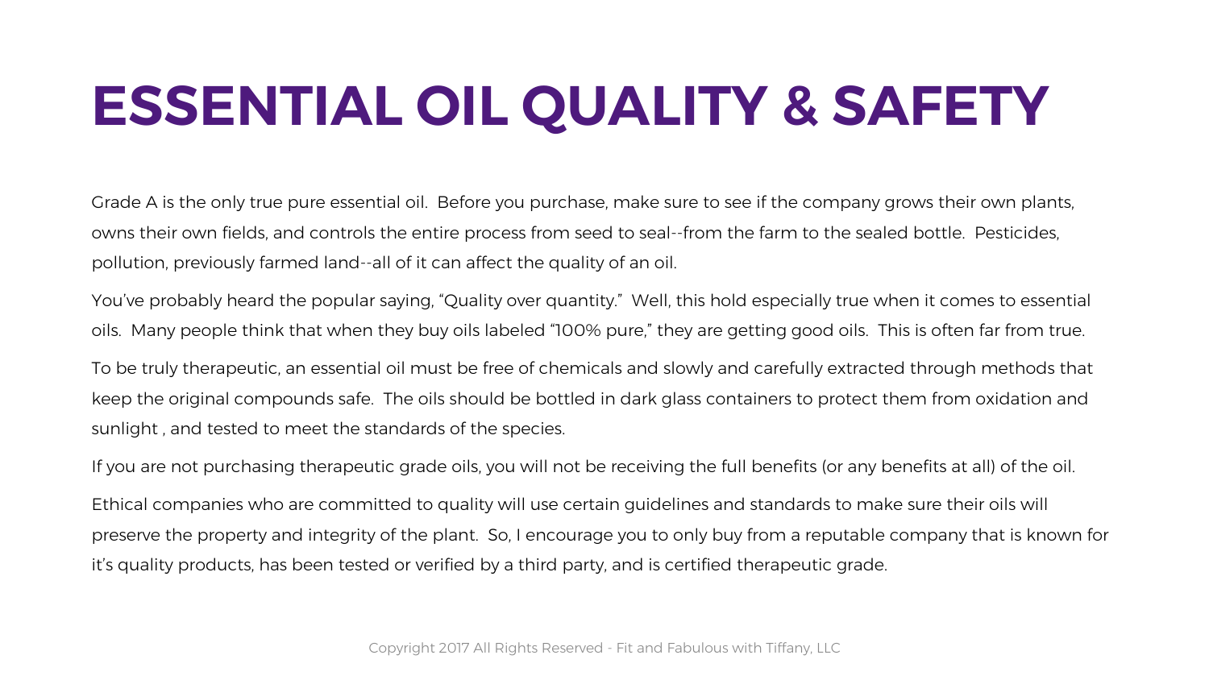# ESSENTIAL OIL QUALITY & SAFETY

Grade A is the only true pure essential oil. Before you purchase, make sure to see if the company grows their own plants, owns their own fields, and controls the entire process from seed to seal--from the farm to the sealed bottle. Pesticides, pollution, previously farmed land--all of it can affect the quality of an oil.

You've probably heard the popular saying, "Quality over quantity." Well, this hold especially true when it comes to essential oils. Many people think that when they buy oils labeled "100% pure," they are getting good oils. This is often far from true.

To be truly therapeutic, an essential oil must be free of chemicals and slowly and carefully extracted through methods that keep the original compounds safe. The oils should be bottled in dark glass containers to protect them from oxidation and sunlight , and tested to meet the standards of the species.

If you are not purchasing therapeutic grade oils, you will not be receiving the full benefits (or any benefits at all) of the oil.

Ethical companies who are committed to quality will use certain guidelines and standards to make sure their oils will preserve the property and integrity of the plant. So, I encourage you to only buy from a reputable company that is known for it's quality products, has been tested or verified by a third party, and is certified therapeutic grade.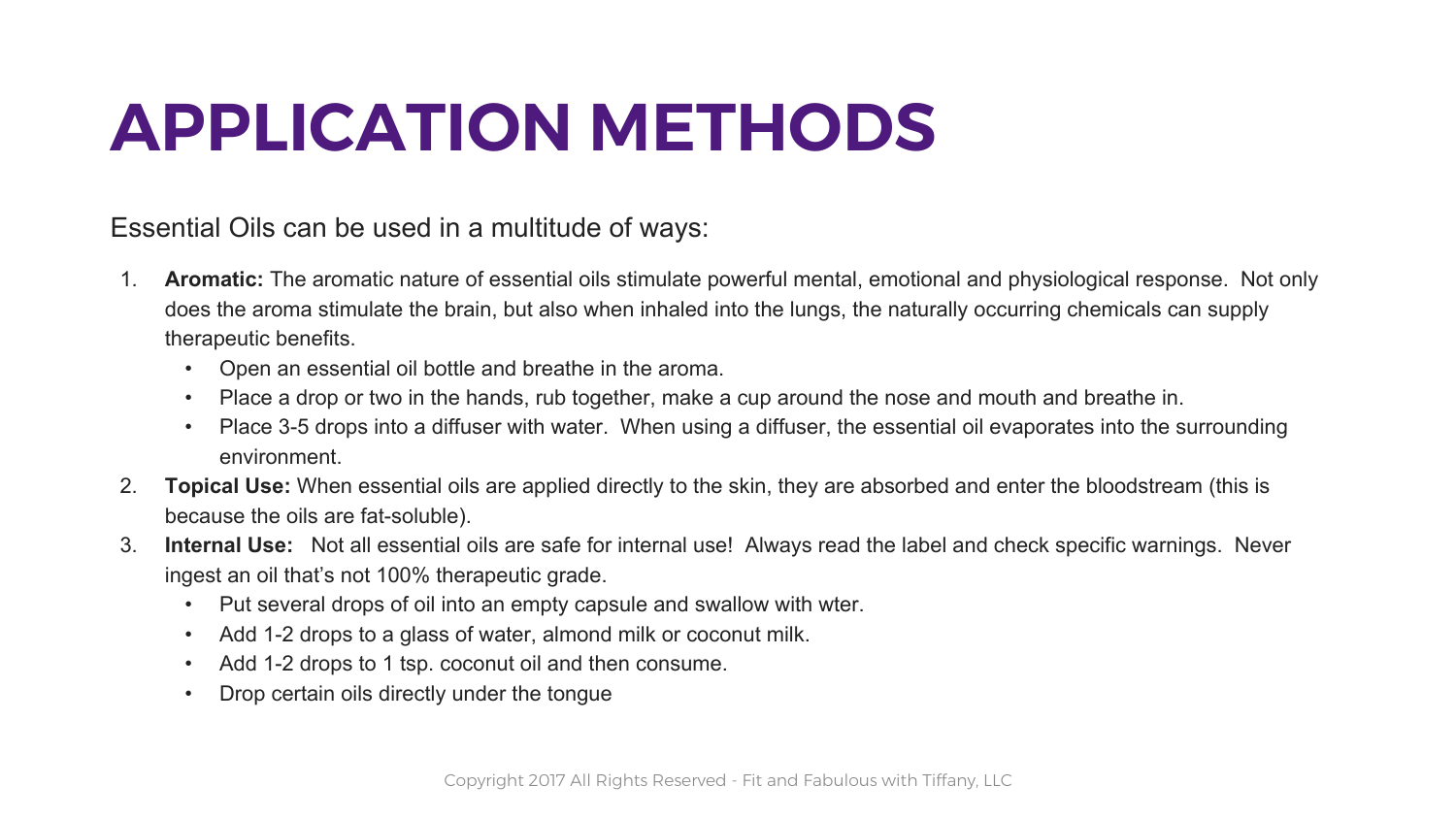# APPLICATION METHODS

Essential Oils can be used in a multitude of ways:

1. **Aromatic:** The aromatic nature of essential oils stimulate powerful mental, emotional and physiological response. Not only does the aroma stimulate the brain, but also when inhaled into the lungs, the naturally occurring chemicals can supply therapeutic benefits.
   - Open an essential oil bottle and breathe in the aroma.
   - Place a drop or two in the hands, rub together, make a cup around the nose and mouth and breathe in.
   - Place 3-5 drops into a diffuser with water. When using a diffuser, the essential oil evaporates into the surrounding environment.
2. **Topical Use:** When essential oils are applied directly to the skin, they are absorbed and enter the bloodstream (this is because the oils are fat-soluble).
3. **Internal Use:** Not all essential oils are safe for internal use! Always read the label and check specific warnings. Never ingest an oil that's not 100% therapeutic grade.
   - Put several drops of oil into an empty capsule and swallow with wter.
   - Add 1-2 drops to a glass of water, almond milk or coconut milk.
   - Add 1-2 drops to 1 tsp. coconut oil and then consume.
   - Drop certain oils directly under the tongue

Copyright 2017 All Rights Reserved - Fit and Fabulous with Tiffany, LLC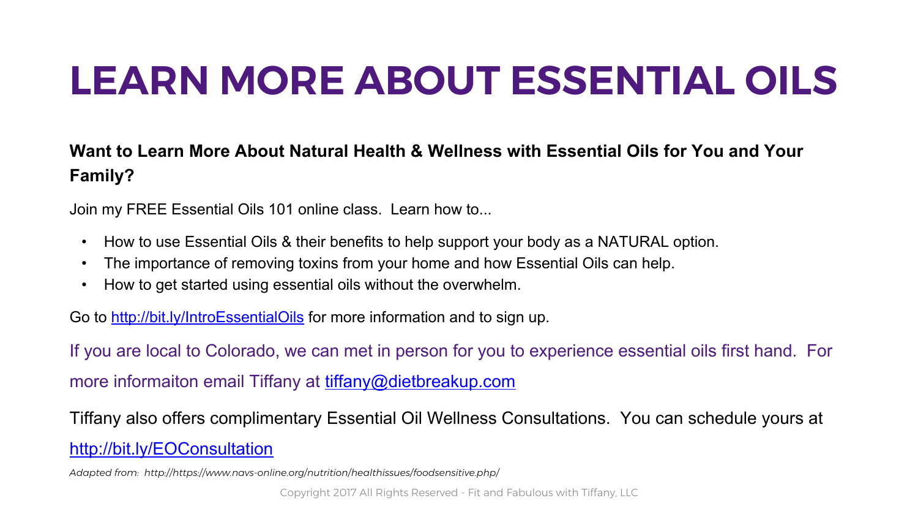# LEARN MORE ABOUT ESSENTIAL OILS

**Want to Learn More About Natural Health & Wellness with Essential Oils for You and Your Family?**

Join my FREE Essential Oils 101 online class. Learn how to...

- How to use Essential Oils & their benefits to help support your body as a NATURAL option.
- The importance of removing toxins from your home and how Essential Oils can help.
- How to get started using essential oils without the overwhelm.

Go to [http://bit.ly/IntroEssentialOils](http://bit.ly/IntroEssentialOils) for more information and to sign up.

If you are local to Colorado, we can met in person for you to experience essential oils first hand. For more informaiton email Tiffany at [tiffany@dietbreakup.com](mailto:tiffany@dietbreakup.com)

Tiffany also offers complimentary Essential Oil Wellness Consultations. You can schedule yours at [http://bit.ly/EOConsultation](http://bit.ly/EOConsultation)

*Adapted from: http://https://www.navs-online.org/nutrition/healthissues/foodsensitive.php/*

Copyright 2017 All Rights Reserved - Fit and Fabulous with Tiffany, LLC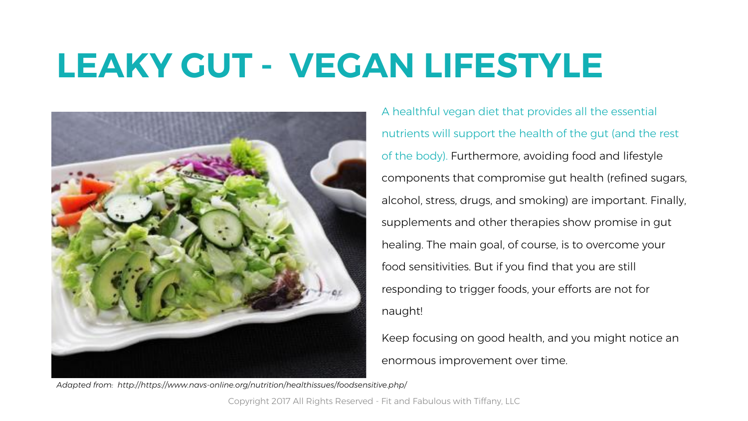# LEAKY GUT - VEGAN LIFESTYLE

A healthful vegan diet that provides all the essential nutrients will support the health of the gut (and the rest of the body). Furthermore, avoiding food and lifestyle components that compromise gut health (refined sugars, alcohol, stress, drugs, and smoking) are important. Finally, supplements and other therapies show promise in gut healing. The main goal, of course, is to overcome your food sensitivities. But if you find that you are still responding to trigger foods, your efforts are not for naught!

Keep focusing on good health, and you might notice an enormous improvement over time.

*Adapted from: http://https://www.navs-online.org/nutrition/healthissues/foodsensitive.php/*

Copyright 2017 All Rights Reserved - Fit and Fabulous with Tiffany, LLC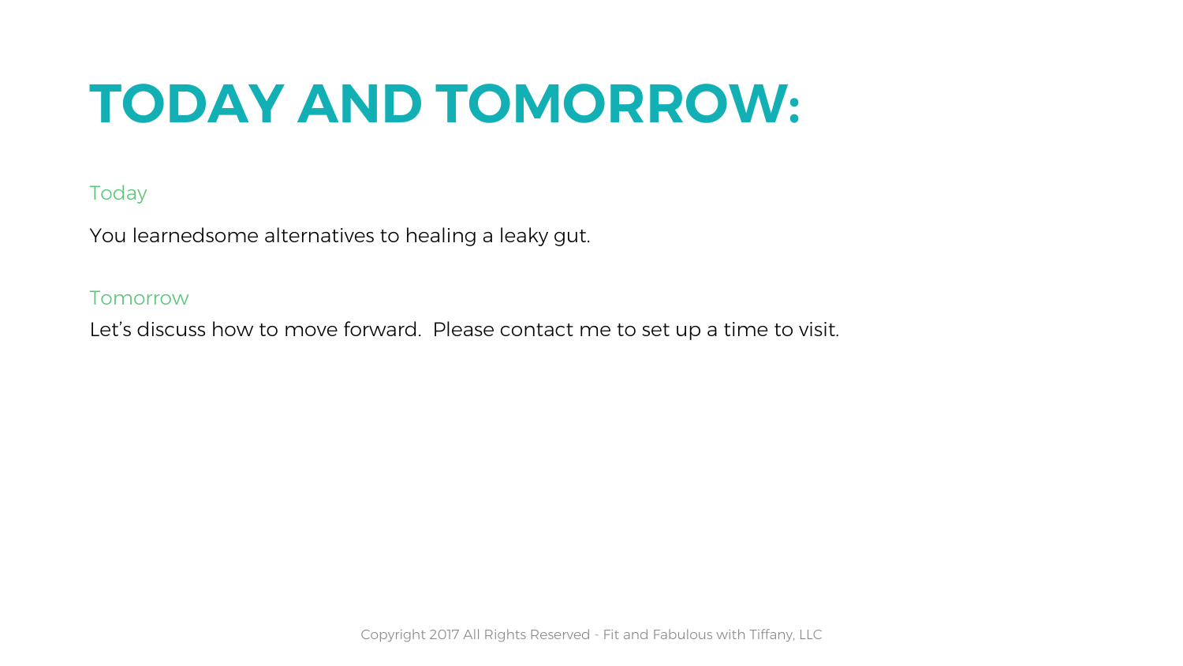# TODAY AND TOMORROW:

## Today

You learnedsome alternatives to healing a leaky gut.

## Tomorrow

Let's discuss how to move forward.  Please contact me to set up a time to visit.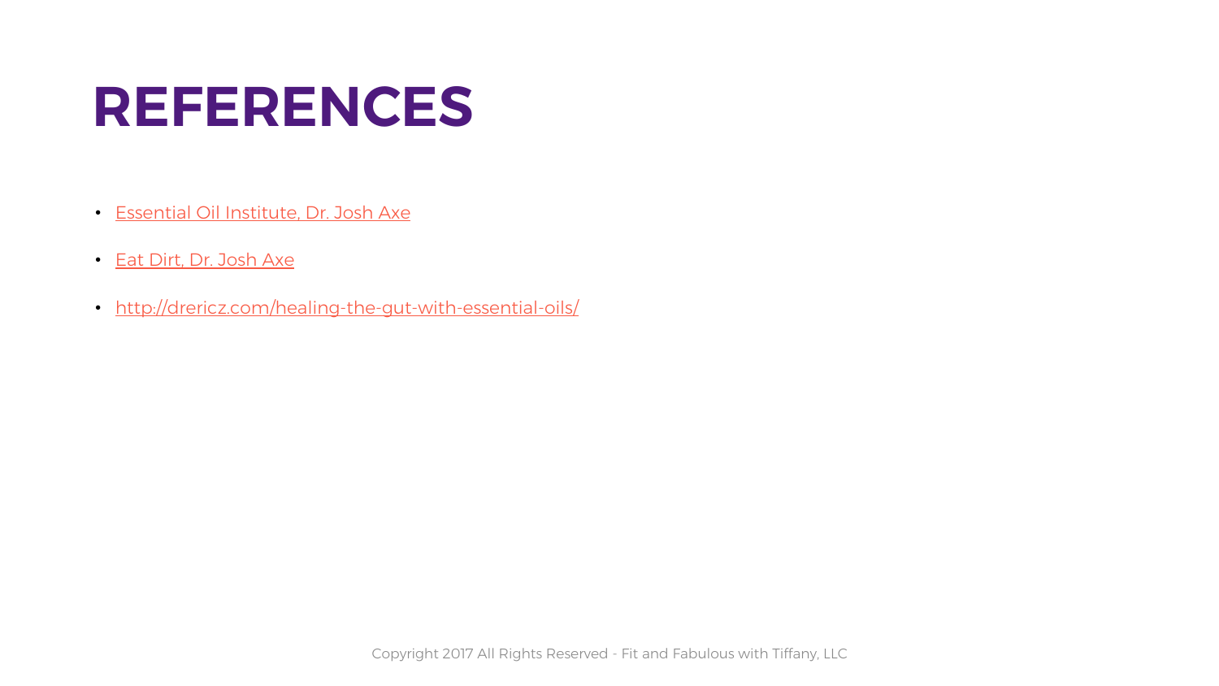# REFERENCES

- Essential Oil Institute, Dr. Josh Axe
- Eat Dirt, Dr. Josh Axe
- http://drericz.com/healing-the-gut-with-essential-oils/

Copyright 2017 All Rights Reserved - Fit and Fabulous with Tiffany, LLC